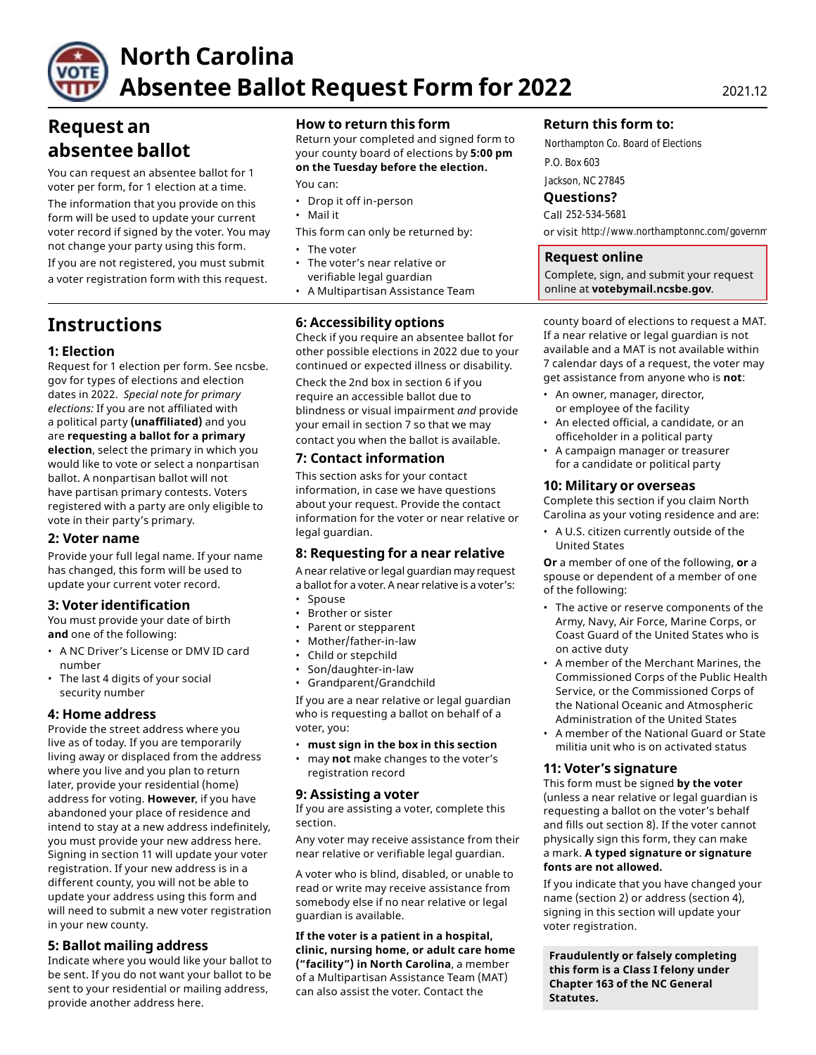# North Carolina Absentee Ballot Request Form for 2022

2021.12

## Request an absentee ballot

You can request an absentee ballot for 1 voter per form, for 1 election at a time.

The information that you provide on this form will be used to update your current voter record if signed by the voter. You may not change your party using this form.

If you are not registered, you must submit a voter registration form with this request.

### How to return this form

Return your completed and signed form to your county board of elections by **5:00 pm on the Tuesday before the election.**

You can:

- Drop it off in-person
- Mail it

This form can only be returned by:

- The voter
- The voter's near relative or verifiable legal guardian
- A Multipartisan Assistance Team

### Return this form to:

Northampton Co. Board of Elections
P.O. Box 603
Jackson, NC 27845

### Questions?

Call 252-534-5681

or visit http://www.northamptonnc.com/governm

### Request online

Complete, sign, and submit your request online at **votebymail.ncsbe.gov**.

## Instructions

### 1: Election

Request for 1 election per form. See ncsbe.gov for types of elections and election dates in 2022. *Special note for primary elections:* If you are not affiliated with a political party **(unaffiliated)** and you are **requesting a ballot for a primary election**, select the primary in which you would like to vote or select a nonpartisan ballot. A nonpartisan ballot will not have partisan primary contests. Voters registered with a party are only eligible to vote in their party's primary.

### 2: Voter name

Provide your full legal name. If your name has changed, this form will be used to update your current voter record.

### 3: Voter identification

You must provide your date of birth **and** one of the following:

- A NC Driver's License or DMV ID card number
- The last 4 digits of your social security number

### 4: Home address

Provide the street address where you live as of today. If you are temporarily living away or displaced from the address where you live and you plan to return later, provide your residential (home) address for voting. **However**, if you have abandoned your place of residence and intend to stay at a new address indefinitely, you must provide your new address here. Signing in section 11 will update your voter registration. If your new address is in a different county, you will not be able to update your address using this form and will need to submit a new voter registration in your new county.

### 5: Ballot mailing address

Indicate where you would like your ballot to be sent. If you do not want your ballot to be sent to your residential or mailing address, provide another address here.

### 6: Accessibility options

Check if you require an absentee ballot for other possible elections in 2022 due to your continued or expected illness or disability.

Check the 2nd box in section 6 if you require an accessible ballot due to blindness or visual impairment *and* provide your email in section 7 so that we may contact you when the ballot is available.

### 7: Contact information

This section asks for your contact information, in case we have questions about your request. Provide the contact information for the voter or near relative or legal guardian.

### 8: Requesting for a near relative

A near relative or legal guardian may request a ballot for a voter. A near relative is a voter's:

- Spouse
- Brother or sister
- Parent or stepparent
- Mother/father-in-law
- Child or stepchild
- Son/daughter-in-law
- Grandparent/Grandchild

If you are a near relative or legal guardian who is requesting a ballot on behalf of a voter, you:

- **must sign in the box in this section**
- may **not** make changes to the voter's registration record

### 9: Assisting a voter

If you are assisting a voter, complete this section.

Any voter may receive assistance from their near relative or verifiable legal guardian.

A voter who is blind, disabled, or unable to read or write may receive assistance from somebody else if no near relative or legal guardian is available.

**If the voter is a patient in a hospital, clinic, nursing home, or adult care home ("facility") in North Carolina**, a member of a Multipartisan Assistance Team (MAT) can also assist the voter. Contact the county board of elections to request a MAT. If a near relative or legal guardian is not available and a MAT is not available within 7 calendar days of a request, the voter may get assistance from anyone who is **not**:

- An owner, manager, director, or employee of the facility
- An elected official, a candidate, or an officeholder in a political party
- A campaign manager or treasurer for a candidate or political party

### 10: Military or overseas

Complete this section if you claim North Carolina as your voting residence and are:

- A U.S. citizen currently outside of the United States

**Or** a member of one of the following, **or** a spouse or dependent of a member of one of the following:

- The active or reserve components of the Army, Navy, Air Force, Marine Corps, or Coast Guard of the United States who is on active duty
- A member of the Merchant Marines, the Commissioned Corps of the Public Health Service, or the Commissioned Corps of the National Oceanic and Atmospheric Administration of the United States
- A member of the National Guard or State militia unit who is on activated status

### 11: Voter's signature

This form must be signed **by the voter** (unless a near relative or legal guardian is requesting a ballot on the voter's behalf and fills out section 8). If the voter cannot physically sign this form, they can make a mark. **A typed signature or signature fonts are not allowed.**

If you indicate that you have changed your name (section 2) or address (section 4), signing in this section will update your voter registration.

**Fraudulently or falsely completing this form is a Class I felony under Chapter 163 of the NC General Statutes.**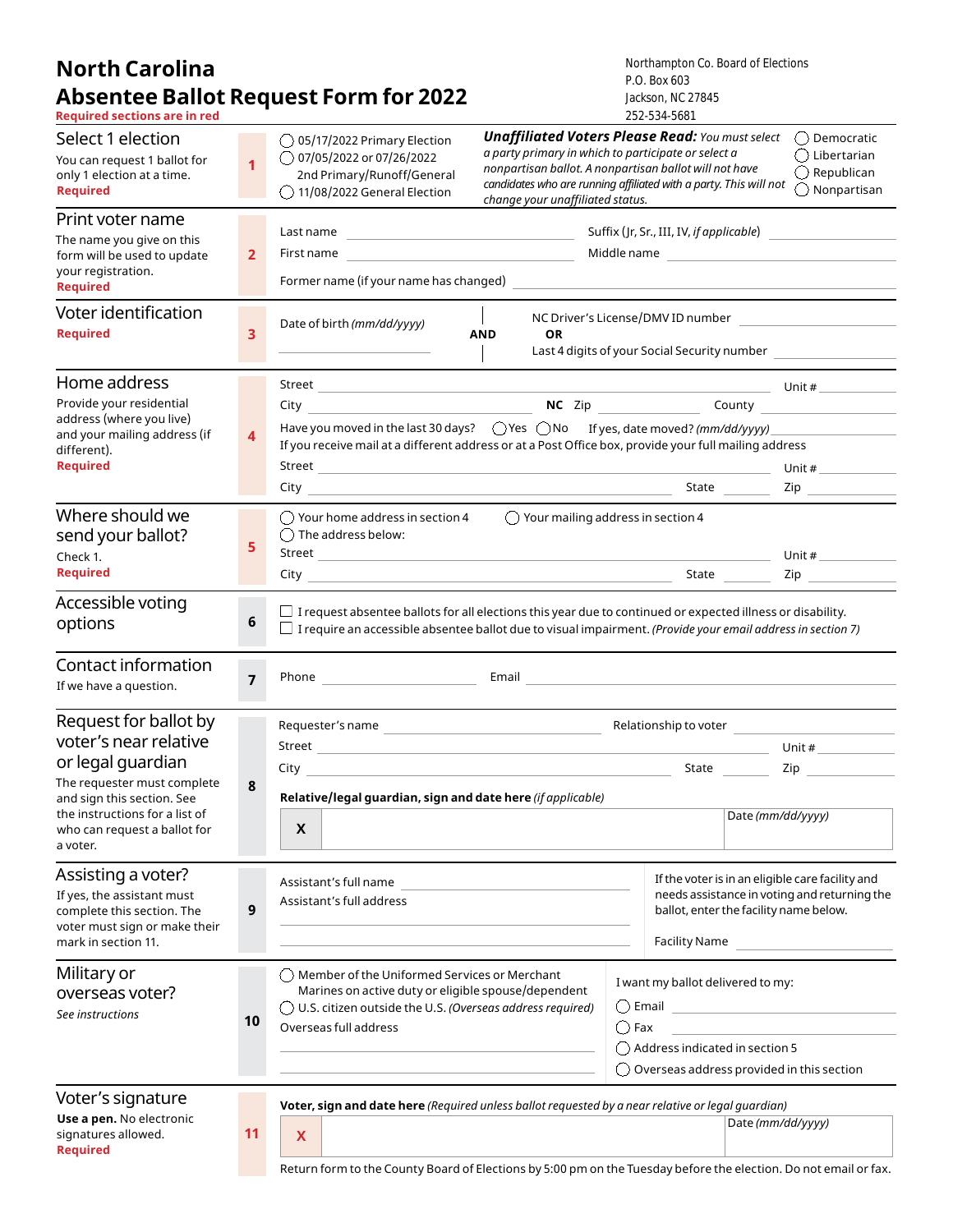# North Carolina
# Absentee Ballot Request Form for 2022

**Required sections are in red**

Northampton Co. Board of Elections
P.O. Box 603
Jackson, NC 27845
252-534-5681

## Select 1 election — 1

You can request 1 ballot for only 1 election at a time.
**Required**

- ◯ 05/17/2022 Primary Election
- ◯ 07/05/2022 or 07/26/2022 2nd Primary/Runoff/General
- ◯ 11/08/2022 General Election

***Unaffiliated Voters Please Read:*** *You must select a party primary in which to participate or select a nonpartisan ballot. A nonpartisan ballot will not have candidates who are running affiliated with a party. This will not change your unaffiliated status.*

- ◯ Democratic
- ◯ Libertarian
- ◯ Republican
- ◯ Nonpartisan

## Print voter name — 2

The name you give on this form will be used to update your registration.
**Required**

Last name ______ Suffix (Jr, Sr., III, IV, *if applicable*) ______
First name ______ Middle name ______
Former name (if your name has changed) ______

## Voter identification — 3

**Required**

Date of birth *(mm/dd/yyyy)* ______ **AND** NC Driver's License/DMV ID number ______ **OR** Last 4 digits of your Social Security number ______

## Home address — 4

Provide your residential address (where you live) and your mailing address (if different).
**Required**

Street ______ Unit # ______
City ______ **NC** Zip ______ County ______
Have you moved in the last 30 days? ◯Yes ◯No If yes, date moved? *(mm/dd/yyyy)* ______
If you receive mail at a different address or at a Post Office box, provide your full mailing address
Street ______ Unit # ______
City ______ State ______ Zip ______

## Where should we send your ballot? — 5

Check 1.
**Required**

- ◯ Your home address in section 4
- ◯ Your mailing address in section 4
- ◯ The address below:

Street ______ Unit # ______
City ______ State ______ Zip ______

## Accessible voting options — 6

- ☐ I request absentee ballots for all elections this year due to continued or expected illness or disability.
- ☐ I require an accessible absentee ballot due to visual impairment. *(Provide your email address in section 7)*

## Contact information — 7

If we have a question.

Phone ______ Email ______

## Request for ballot by voter's near relative or legal guardian — 8

The requester must complete and sign this section. See the instructions for a list of who can request a ballot for a voter.

Requester's name ______ Relationship to voter ______
Street ______ Unit # ______
City ______ State ______ Zip ______

**Relative/legal guardian, sign and date here** *(if applicable)*

X ______ Date *(mm/dd/yyyy)* ______

## Assisting a voter? — 9

If yes, the assistant must complete this section. The voter must sign or make their mark in section 11.

Assistant's full name ______
Assistant's full address ______

If the voter is in an eligible care facility and needs assistance in voting and returning the ballot, enter the facility name below.

Facility Name ______

## Military or overseas voter? — 10

*See instructions*

- ◯ Member of the Uniformed Services or Merchant Marines on active duty or eligible spouse/dependent
- ◯ U.S. citizen outside the U.S. *(Overseas address required)*

Overseas full address ______

I want my ballot delivered to my:

- ◯ Email ______
- ◯ Fax ______
- ◯ Address indicated in section 5
- ◯ Overseas address provided in this section

## Voter's signature — 11

**Use a pen.** No electronic signatures allowed.
**Required**

**Voter, sign and date here** *(Required unless ballot requested by a near relative or legal guardian)*

X ______ Date *(mm/dd/yyyy)* ______

Return form to the County Board of Elections by 5:00 pm on the Tuesday before the election. Do not email or fax.